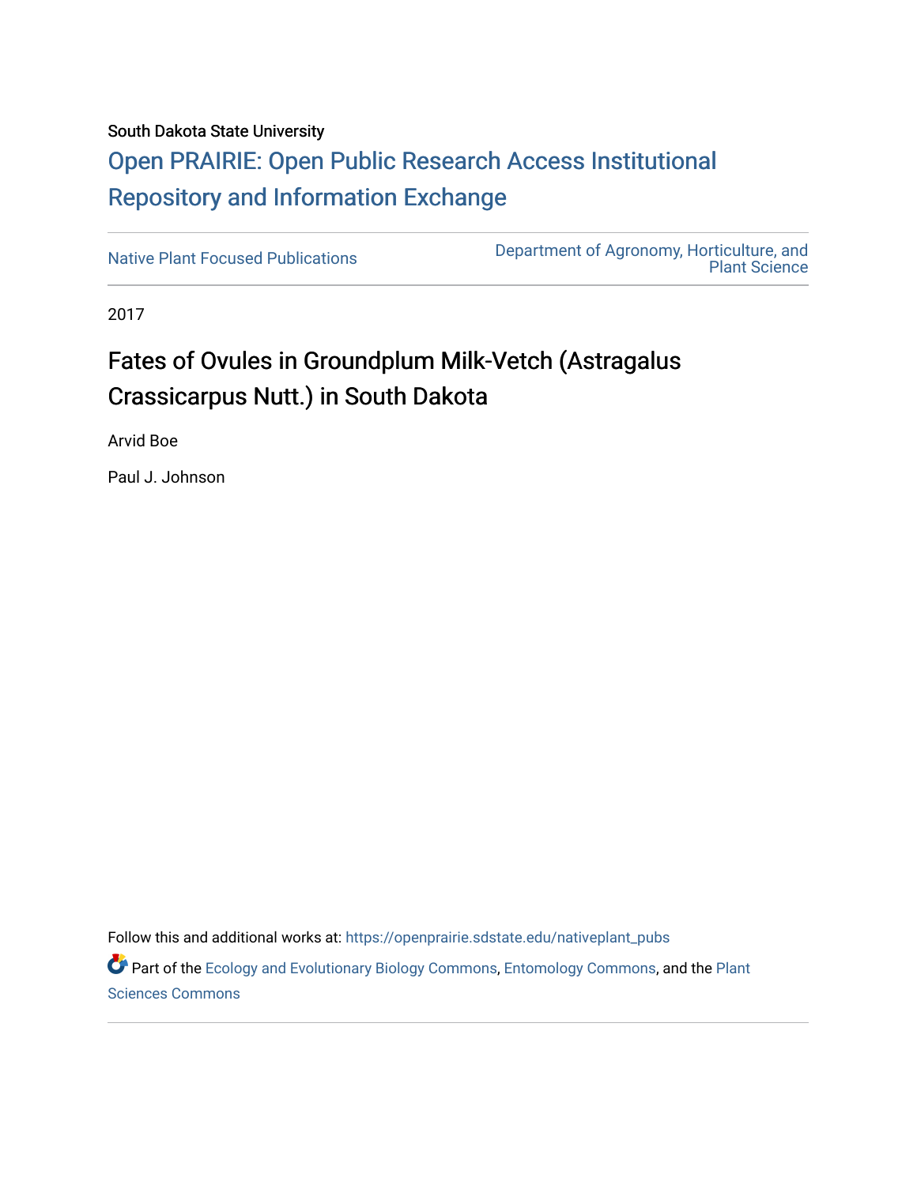South Dakota State University

[Open PRAIRIE: Open Public Research Access Institutional Repository and Information Exchange](https://openprairie.sdstate.edu)

Native Plant Focused Publications | Department of Agronomy, Horticulture, and Plant Science

2017

# Fates of Ovules in Groundplum Milk-Vetch (Astragalus Crassicarpus Nutt.) in South Dakota

Arvid Boe

Paul J. Johnson

Follow this and additional works at: https://openprairie.sdstate.edu/nativeplant_pubs

Part of the Ecology and Evolutionary Biology Commons, Entomology Commons, and the Plant Sciences Commons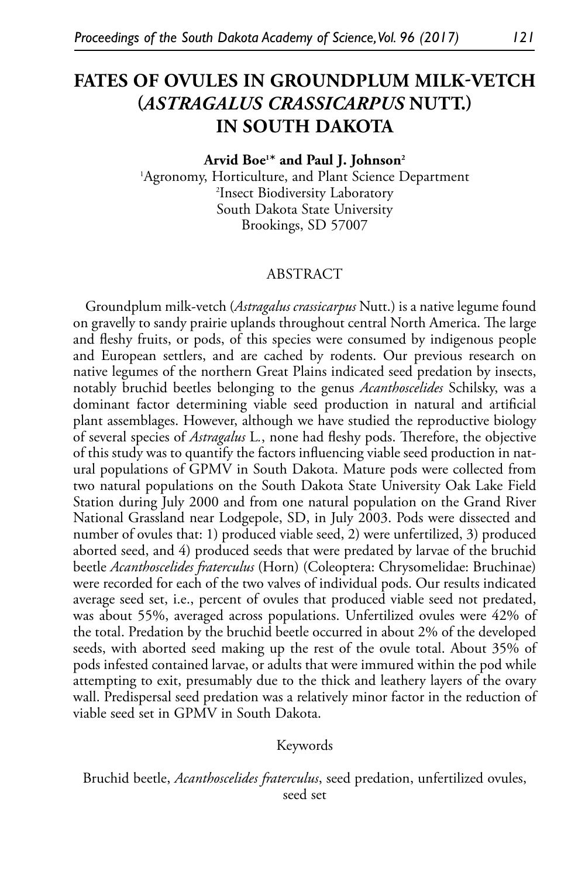# FATES OF OVULES IN GROUNDPLUM MILK-VETCH (*ASTRAGALUS CRASSICARPUS* NUTT.) IN SOUTH DAKOTA

**Arvid Boe[1]* and Paul J. Johnson[2]**

[1]Agronomy, Horticulture, and Plant Science Department
[2]Insect Biodiversity Laboratory
South Dakota State University
Brookings, SD 57007

## ABSTRACT

Groundplum milk-vetch (*Astragalus crassicarpus* Nutt.) is a native legume found on gravelly to sandy prairie uplands throughout central North America. The large and fleshy fruits, or pods, of this species were consumed by indigenous people and European settlers, and are cached by rodents. Our previous research on native legumes of the northern Great Plains indicated seed predation by insects, notably bruchid beetles belonging to the genus *Acanthoscelides* Schilsky, was a dominant factor determining viable seed production in natural and artificial plant assemblages. However, although we have studied the reproductive biology of several species of *Astragalus* L., none had fleshy pods. Therefore, the objective of this study was to quantify the factors influencing viable seed production in natural populations of GPMV in South Dakota. Mature pods were collected from two natural populations on the South Dakota State University Oak Lake Field Station during July 2000 and from one natural population on the Grand River National Grassland near Lodgepole, SD, in July 2003. Pods were dissected and number of ovules that: 1) produced viable seed, 2) were unfertilized, 3) produced aborted seed, and 4) produced seeds that were predated by larvae of the bruchid beetle *Acanthoscelides fraterculus* (Horn) (Coleoptera: Chrysomelidae: Bruchinae) were recorded for each of the two valves of individual pods. Our results indicated average seed set, i.e., percent of ovules that produced viable seed not predated, was about 55%, averaged across populations. Unfertilized ovules were 42% of the total. Predation by the bruchid beetle occurred in about 2% of the developed seeds, with aborted seed making up the rest of the ovule total. About 35% of pods infested contained larvae, or adults that were immured within the pod while attempting to exit, presumably due to the thick and leathery layers of the ovary wall. Predispersal seed predation was a relatively minor factor in the reduction of viable seed set in GPMV in South Dakota.

Keywords

Bruchid beetle, *Acanthoscelides fraterculus*, seed predation, unfertilized ovules, seed set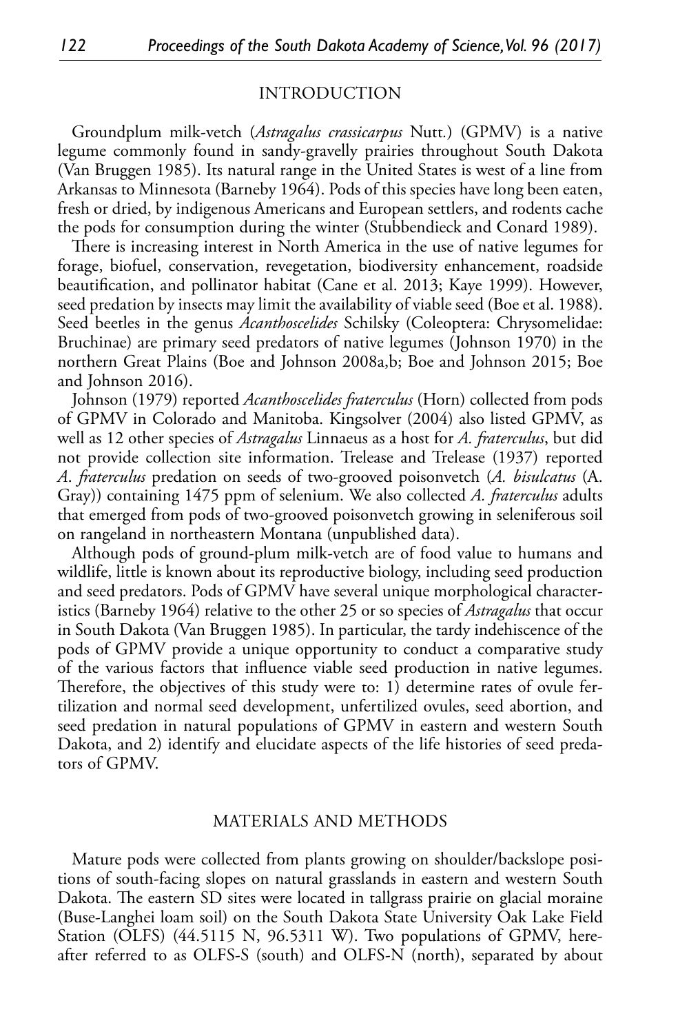## INTRODUCTION

Groundplum milk-vetch (*Astragalus crassicarpus* Nutt.) (GPMV) is a native legume commonly found in sandy-gravelly prairies throughout South Dakota (Van Bruggen 1985). Its natural range in the United States is west of a line from Arkansas to Minnesota (Barneby 1964). Pods of this species have long been eaten, fresh or dried, by indigenous Americans and European settlers, and rodents cache the pods for consumption during the winter (Stubbendieck and Conard 1989).

There is increasing interest in North America in the use of native legumes for forage, biofuel, conservation, revegetation, biodiversity enhancement, roadside beautification, and pollinator habitat (Cane et al. 2013; Kaye 1999). However, seed predation by insects may limit the availability of viable seed (Boe et al. 1988). Seed beetles in the genus *Acanthoscelides* Schilsky (Coleoptera: Chrysomelidae: Bruchinae) are primary seed predators of native legumes (Johnson 1970) in the northern Great Plains (Boe and Johnson 2008a,b; Boe and Johnson 2015; Boe and Johnson 2016).

Johnson (1979) reported *Acanthoscelides fraterculus* (Horn) collected from pods of GPMV in Colorado and Manitoba. Kingsolver (2004) also listed GPMV, as well as 12 other species of *Astragalus* Linnaeus as a host for *A. fraterculus*, but did not provide collection site information. Trelease and Trelease (1937) reported *A. fraterculus* predation on seeds of two-grooved poisonvetch (*A. bisulcatus* (A. Gray)) containing 1475 ppm of selenium. We also collected *A. fraterculus* adults that emerged from pods of two-grooved poisonvetch growing in seleniferous soil on rangeland in northeastern Montana (unpublished data).

Although pods of ground-plum milk-vetch are of food value to humans and wildlife, little is known about its reproductive biology, including seed production and seed predators. Pods of GPMV have several unique morphological characteristics (Barneby 1964) relative to the other 25 or so species of *Astragalus* that occur in South Dakota (Van Bruggen 1985). In particular, the tardy indehiscence of the pods of GPMV provide a unique opportunity to conduct a comparative study of the various factors that influence viable seed production in native legumes. Therefore, the objectives of this study were to: 1) determine rates of ovule fertilization and normal seed development, unfertilized ovules, seed abortion, and seed predation in natural populations of GPMV in eastern and western South Dakota, and 2) identify and elucidate aspects of the life histories of seed predators of GPMV.

## MATERIALS AND METHODS

Mature pods were collected from plants growing on shoulder/backslope positions of south-facing slopes on natural grasslands in eastern and western South Dakota. The eastern SD sites were located in tallgrass prairie on glacial moraine (Buse-Langhei loam soil) on the South Dakota State University Oak Lake Field Station (OLFS) (44.5115 N, 96.5311 W). Two populations of GPMV, hereafter referred to as OLFS-S (south) and OLFS-N (north), separated by about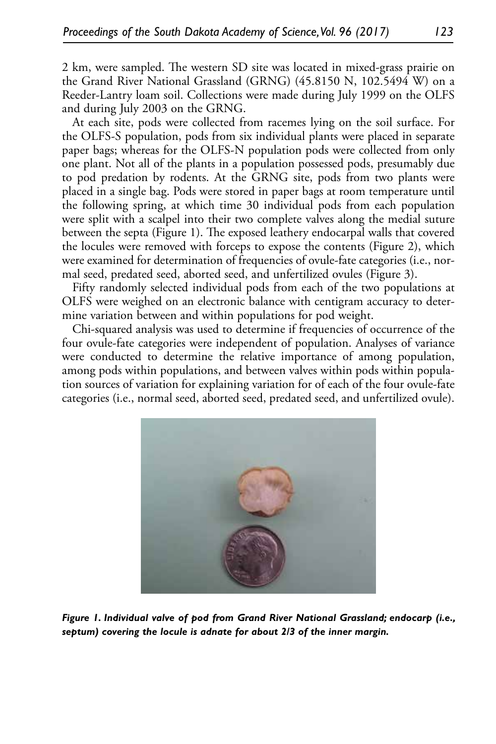2 km, were sampled. The western SD site was located in mixed-grass prairie on the Grand River National Grassland (GRNG) (45.8150 N, 102.5494 W) on a Reeder-Lantry loam soil. Collections were made during July 1999 on the OLFS and during July 2003 on the GRNG.

At each site, pods were collected from racemes lying on the soil surface. For the OLFS-S population, pods from six individual plants were placed in separate paper bags; whereas for the OLFS-N population pods were collected from only one plant. Not all of the plants in a population possessed pods, presumably due to pod predation by rodents. At the GRNG site, pods from two plants were placed in a single bag. Pods were stored in paper bags at room temperature until the following spring, at which time 30 individual pods from each population were split with a scalpel into their two complete valves along the medial suture between the septa (Figure 1). The exposed leathery endocarpal walls that covered the locules were removed with forceps to expose the contents (Figure 2), which were examined for determination of frequencies of ovule-fate categories (i.e., normal seed, predated seed, aborted seed, and unfertilized ovules (Figure 3).

Fifty randomly selected individual pods from each of the two populations at OLFS were weighed on an electronic balance with centigram accuracy to determine variation between and within populations for pod weight.

Chi-squared analysis was used to determine if frequencies of occurrence of the four ovule-fate categories were independent of population. Analyses of variance were conducted to determine the relative importance of among population, among pods within populations, and between valves within pods within population sources of variation for explaining variation for of each of the four ovule-fate categories (i.e., normal seed, aborted seed, predated seed, and unfertilized ovule).

***Figure 1. Individual valve of pod from Grand River National Grassland; endocarp (i.e., septum) covering the locule is adnate for about 2/3 of the inner margin.***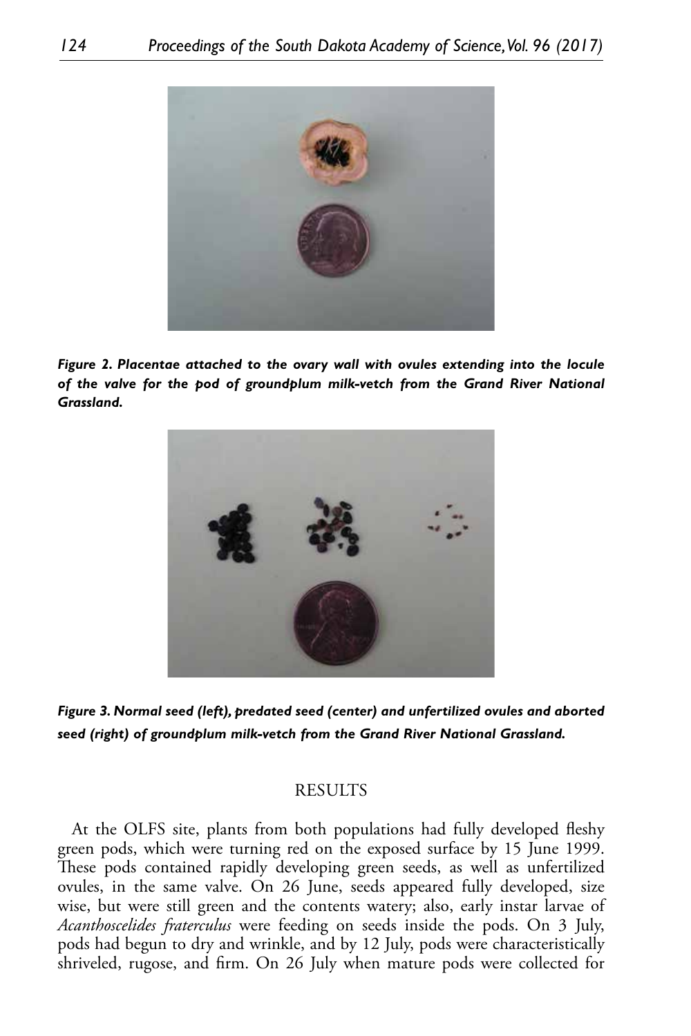*Figure 2. Placentae attached to the ovary wall with ovules extending into the locule of the valve for the pod of groundplum milk-vetch from the Grand River National Grassland.*

*Figure 3. Normal seed (left), predated seed (center) and unfertilized ovules and aborted seed (right) of groundplum milk-vetch from the Grand River National Grassland.*

## RESULTS

At the OLFS site, plants from both populations had fully developed fleshy green pods, which were turning red on the exposed surface by 15 June 1999. These pods contained rapidly developing green seeds, as well as unfertilized ovules, in the same valve. On 26 June, seeds appeared fully developed, size wise, but were still green and the contents watery; also, early instar larvae of *Acanthoscelides fraterculus* were feeding on seeds inside the pods. On 3 July, pods had begun to dry and wrinkle, and by 12 July, pods were characteristically shriveled, rugose, and firm. On 26 July when mature pods were collected for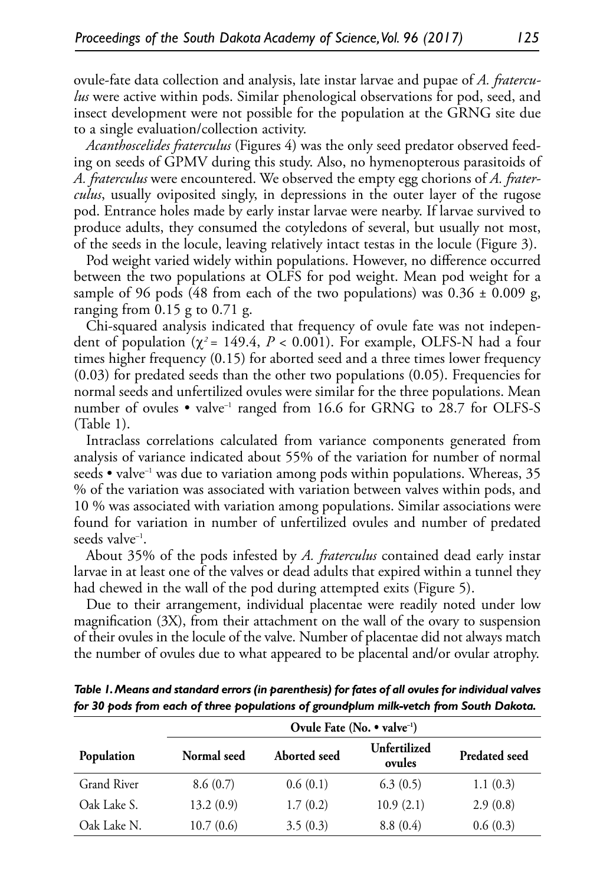ovule-fate data collection and analysis, late instar larvae and pupae of *A. fraterculus* were active within pods. Similar phenological observations for pod, seed, and insect development were not possible for the population at the GRNG site due to a single evaluation/collection activity.

*Acanthoscelides fraterculus* (Figures 4) was the only seed predator observed feeding on seeds of GPMV during this study. Also, no hymenopterous parasitoids of *A. fraterculus* were encountered. We observed the empty egg chorions of *A. fraterculus*, usually oviposited singly, in depressions in the outer layer of the rugose pod. Entrance holes made by early instar larvae were nearby. If larvae survived to produce adults, they consumed the cotyledons of several, but usually not most, of the seeds in the locule, leaving relatively intact testas in the locule (Figure 3).

Pod weight varied widely within populations. However, no difference occurred between the two populations at OLFS for pod weight. Mean pod weight for a sample of 96 pods (48 from each of the two populations) was $0.36 \pm 0.009$ g, ranging from 0.15 g to 0.71 g.

Chi-squared analysis indicated that frequency of ovule fate was not independent of population ($\chi^2 = 149.4$, $P < 0.001$). For example, OLFS-N had a four times higher frequency (0.15) for aborted seed and a three times lower frequency (0.03) for predated seeds than the other two populations (0.05). Frequencies for normal seeds and unfertilized ovules were similar for the three populations. Mean number of ovules • valve$^{-1}$ ranged from 16.6 for GRNG to 28.7 for OLFS-S (Table 1).

Intraclass correlations calculated from variance components generated from analysis of variance indicated about 55% of the variation for number of normal seeds • valve$^{-1}$ was due to variation among pods within populations. Whereas, 35 % of the variation was associated with variation between valves within pods, and 10 % was associated with variation among populations. Similar associations were found for variation in number of unfertilized ovules and number of predated seeds valve$^{-1}$.

About 35% of the pods infested by *A. fraterculus* contained dead early instar larvae in at least one of the valves or dead adults that expired within a tunnel they had chewed in the wall of the pod during attempted exits (Figure 5).

Due to their arrangement, individual placentae were readily noted under low magnification (3X), from their attachment on the wall of the ovary to suspension of their ovules in the locule of the valve. Number of placentae did not always match the number of ovules due to what appeared to be placental and/or ovular atrophy.

***Table 1. Means and standard errors (in parenthesis) for fates of all ovules for individual valves for 30 pods from each of three populations of groundplum milk-vetch from South Dakota.***

| | Ovule Fate (No. • valve$^{-1}$) | | | |
|---|---|---|---|---|
| **Population** | **Normal seed** | **Aborted seed** | **Unfertilized ovules** | **Predated seed** |
| Grand River | 8.6 (0.7) | 0.6 (0.1) | 6.3 (0.5) | 1.1 (0.3) |
| Oak Lake S. | 13.2 (0.9) | 1.7 (0.2) | 10.9 (2.1) | 2.9 (0.8) |
| Oak Lake N. | 10.7 (0.6) | 3.5 (0.3) | 8.8 (0.4) | 0.6 (0.3) |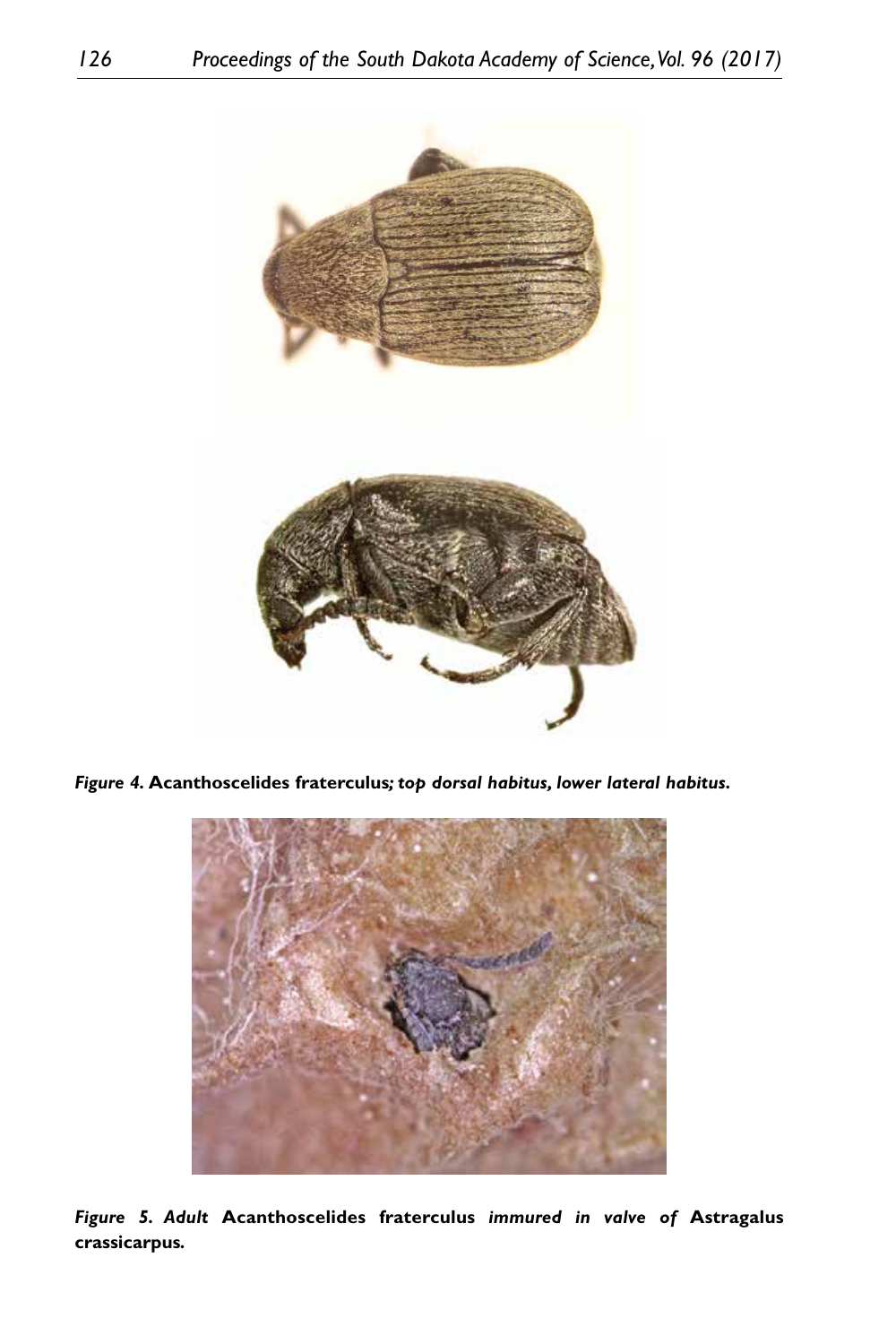*Figure 4.* **Acanthoscelides fraterculus***; top dorsal habitus, lower lateral habitus.*

*Figure 5. Adult* **Acanthoscelides fraterculus** *immured in valve of* **Astragalus crassicarpus.**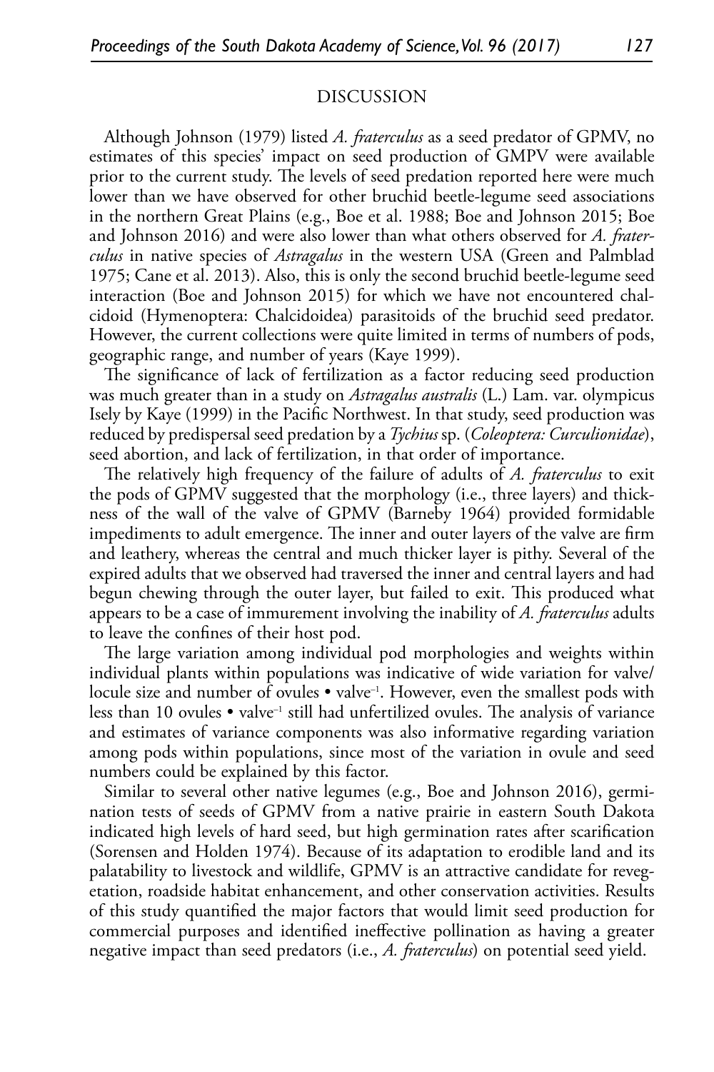## DISCUSSION

Although Johnson (1979) listed *A. fraterculus* as a seed predator of GPMV, no estimates of this species' impact on seed production of GMPV were available prior to the current study. The levels of seed predation reported here were much lower than we have observed for other bruchid beetle-legume seed associations in the northern Great Plains (e.g., Boe et al. 1988; Boe and Johnson 2015; Boe and Johnson 2016) and were also lower than what others observed for *A. fraterculus* in native species of *Astragalus* in the western USA (Green and Palmblad 1975; Cane et al. 2013). Also, this is only the second bruchid beetle-legume seed interaction (Boe and Johnson 2015) for which we have not encountered chalcidoid (Hymenoptera: Chalcidoidea) parasitoids of the bruchid seed predator. However, the current collections were quite limited in terms of numbers of pods, geographic range, and number of years (Kaye 1999).

The significance of lack of fertilization as a factor reducing seed production was much greater than in a study on *Astragalus australis* (L.) Lam. var. olympicus Isely by Kaye (1999) in the Pacific Northwest. In that study, seed production was reduced by predispersal seed predation by a *Tychius* sp. (*Coleoptera: Curculionidae*), seed abortion, and lack of fertilization, in that order of importance.

The relatively high frequency of the failure of adults of *A. fraterculus* to exit the pods of GPMV suggested that the morphology (i.e., three layers) and thickness of the wall of the valve of GPMV (Barneby 1964) provided formidable impediments to adult emergence. The inner and outer layers of the valve are firm and leathery, whereas the central and much thicker layer is pithy. Several of the expired adults that we observed had traversed the inner and central layers and had begun chewing through the outer layer, but failed to exit. This produced what appears to be a case of immurement involving the inability of *A. fraterculus* adults to leave the confines of their host pod.

The large variation among individual pod morphologies and weights within individual plants within populations was indicative of wide variation for valve/locule size and number of ovules • valve$^{-1}$. However, even the smallest pods with less than 10 ovules • valve$^{-1}$ still had unfertilized ovules. The analysis of variance and estimates of variance components was also informative regarding variation among pods within populations, since most of the variation in ovule and seed numbers could be explained by this factor.

Similar to several other native legumes (e.g., Boe and Johnson 2016), germination tests of seeds of GPMV from a native prairie in eastern South Dakota indicated high levels of hard seed, but high germination rates after scarification (Sorensen and Holden 1974). Because of its adaptation to erodible land and its palatability to livestock and wildlife, GPMV is an attractive candidate for revegetation, roadside habitat enhancement, and other conservation activities. Results of this study quantified the major factors that would limit seed production for commercial purposes and identified ineffective pollination as having a greater negative impact than seed predators (i.e., *A. fraterculus*) on potential seed yield.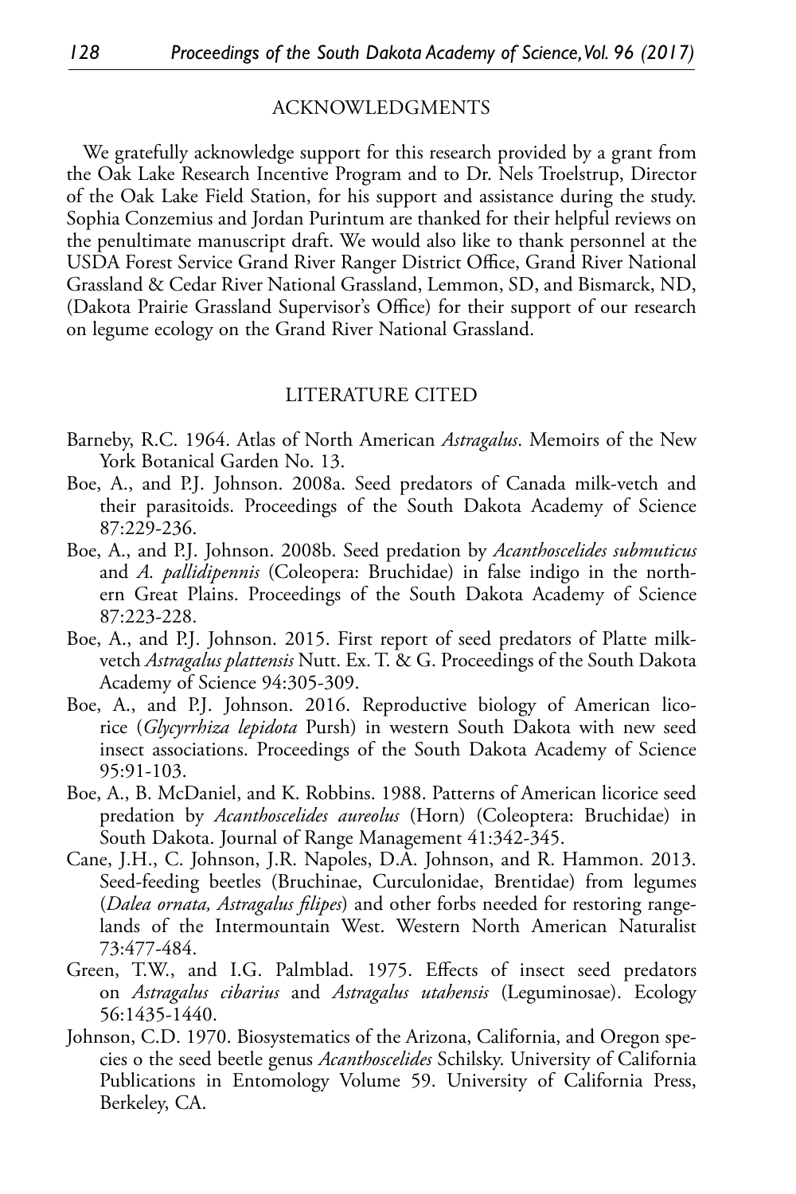## ACKNOWLEDGMENTS

We gratefully acknowledge support for this research provided by a grant from the Oak Lake Research Incentive Program and to Dr. Nels Troelstrup, Director of the Oak Lake Field Station, for his support and assistance during the study. Sophia Conzemius and Jordan Purintum are thanked for their helpful reviews on the penultimate manuscript draft. We would also like to thank personnel at the USDA Forest Service Grand River Ranger District Office, Grand River National Grassland & Cedar River National Grassland, Lemmon, SD, and Bismarck, ND, (Dakota Prairie Grassland Supervisor's Office) for their support of our research on legume ecology on the Grand River National Grassland.

## LITERATURE CITED

Barneby, R.C. 1964. Atlas of North American *Astragalus*. Memoirs of the New York Botanical Garden No. 13.

Boe, A., and P.J. Johnson. 2008a. Seed predators of Canada milk-vetch and their parasitoids. Proceedings of the South Dakota Academy of Science 87:229-236.

Boe, A., and P.J. Johnson. 2008b. Seed predation by *Acanthoscelides submuticus* and *A. pallidipennis* (Coleopera: Bruchidae) in false indigo in the northern Great Plains. Proceedings of the South Dakota Academy of Science 87:223-228.

Boe, A., and P.J. Johnson. 2015. First report of seed predators of Platte milk-vetch *Astragalus plattensis* Nutt. Ex. T. & G. Proceedings of the South Dakota Academy of Science 94:305-309.

Boe, A., and P.J. Johnson. 2016. Reproductive biology of American licorice (*Glycyrrhiza lepidota* Pursh) in western South Dakota with new seed insect associations. Proceedings of the South Dakota Academy of Science 95:91-103.

Boe, A., B. McDaniel, and K. Robbins. 1988. Patterns of American licorice seed predation by *Acanthoscelides aureolus* (Horn) (Coleoptera: Bruchidae) in South Dakota. Journal of Range Management 41:342-345.

Cane, J.H., C. Johnson, J.R. Napoles, D.A. Johnson, and R. Hammon. 2013. Seed-feeding beetles (Bruchinae, Curculonidae, Brentidae) from legumes (*Dalea ornata, Astragalus filipes*) and other forbs needed for restoring rangelands of the Intermountain West. Western North American Naturalist 73:477-484.

Green, T.W., and I.G. Palmblad. 1975. Effects of insect seed predators on *Astragalus cibarius* and *Astragalus utahensis* (Leguminosae). Ecology 56:1435-1440.

Johnson, C.D. 1970. Biosystematics of the Arizona, California, and Oregon species o the seed beetle genus *Acanthoscelides* Schilsky. University of California Publications in Entomology Volume 59. University of California Press, Berkeley, CA.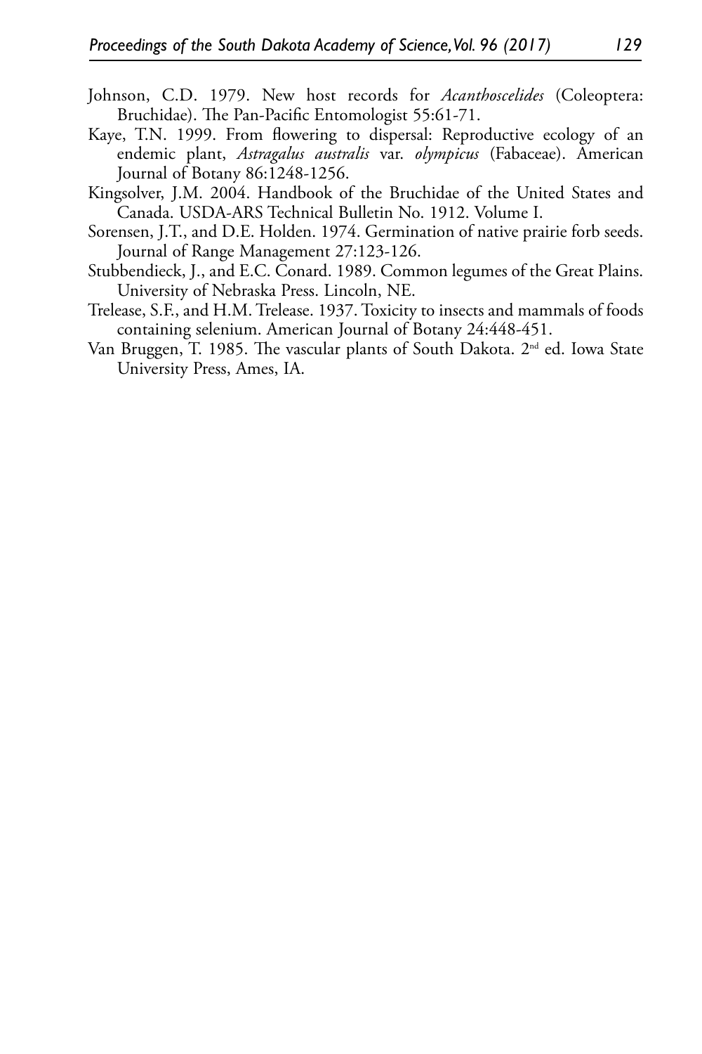Johnson, C.D. 1979. New host records for *Acanthoscelides* (Coleoptera: Bruchidae). The Pan-Pacific Entomologist 55:61-71.

Kaye, T.N. 1999. From flowering to dispersal: Reproductive ecology of an endemic plant, *Astragalus australis* var. *olympicus* (Fabaceae). American Journal of Botany 86:1248-1256.

Kingsolver, J.M. 2004. Handbook of the Bruchidae of the United States and Canada. USDA-ARS Technical Bulletin No. 1912. Volume I.

Sorensen, J.T., and D.E. Holden. 1974. Germination of native prairie forb seeds. Journal of Range Management 27:123-126.

Stubbendieck, J., and E.C. Conard. 1989. Common legumes of the Great Plains. University of Nebraska Press. Lincoln, NE.

Trelease, S.F., and H.M. Trelease. 1937. Toxicity to insects and mammals of foods containing selenium. American Journal of Botany 24:448-451.

Van Bruggen, T. 1985. The vascular plants of South Dakota. 2nd ed. Iowa State University Press, Ames, IA.